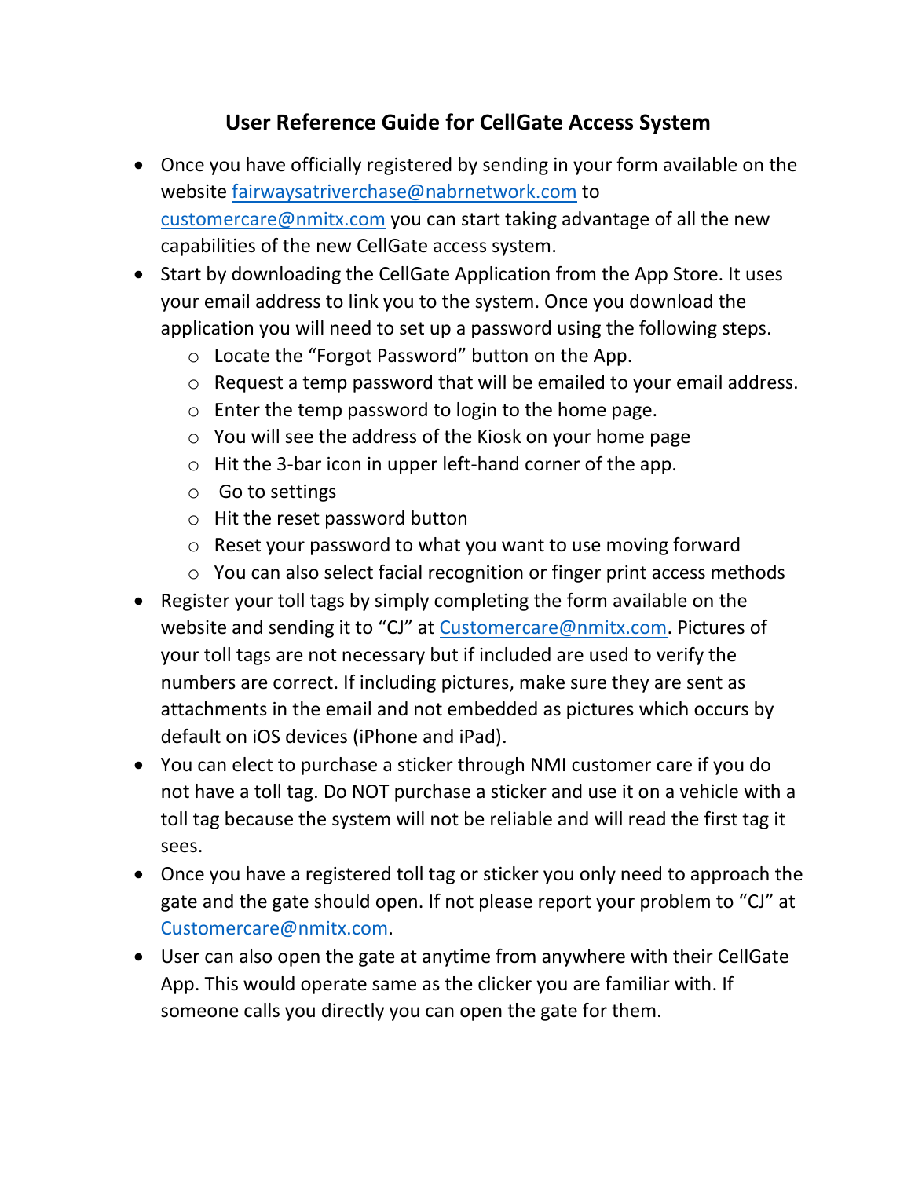# User Reference Guide for CellGate Access System

- Once you have officially registered by sending in your form available on the website fairwaysatriverchase@nabrnetwork.com to customercare@nmitx.com you can start taking advantage of all the new capabilities of the new CellGate access system.
- Start by downloading the CellGate Application from the App Store. It uses your email address to link you to the system. Once you download the application you will need to set up a password using the following steps.
    - Locate the "Forgot Password" button on the App.
    - Request a temp password that will be emailed to your email address.
    - Enter the temp password to login to the home page.
    - You will see the address of the Kiosk on your home page
    - Hit the 3-bar icon in upper left-hand corner of the app.
    - Go to settings
    - Hit the reset password button
    - Reset your password to what you want to use moving forward
    - You can also select facial recognition or finger print access methods
- Register your toll tags by simply completing the form available on the website and sending it to "CJ" at Customercare@nmitx.com. Pictures of your toll tags are not necessary but if included are used to verify the numbers are correct. If including pictures, make sure they are sent as attachments in the email and not embedded as pictures which occurs by default on iOS devices (iPhone and iPad).
- You can elect to purchase a sticker through NMI customer care if you do not have a toll tag. Do NOT purchase a sticker and use it on a vehicle with a toll tag because the system will not be reliable and will read the first tag it sees.
- Once you have a registered toll tag or sticker you only need to approach the gate and the gate should open. If not please report your problem to "CJ" at Customercare@nmitx.com.
- User can also open the gate at anytime from anywhere with their CellGate App. This would operate same as the clicker you are familiar with. If someone calls you directly you can open the gate for them.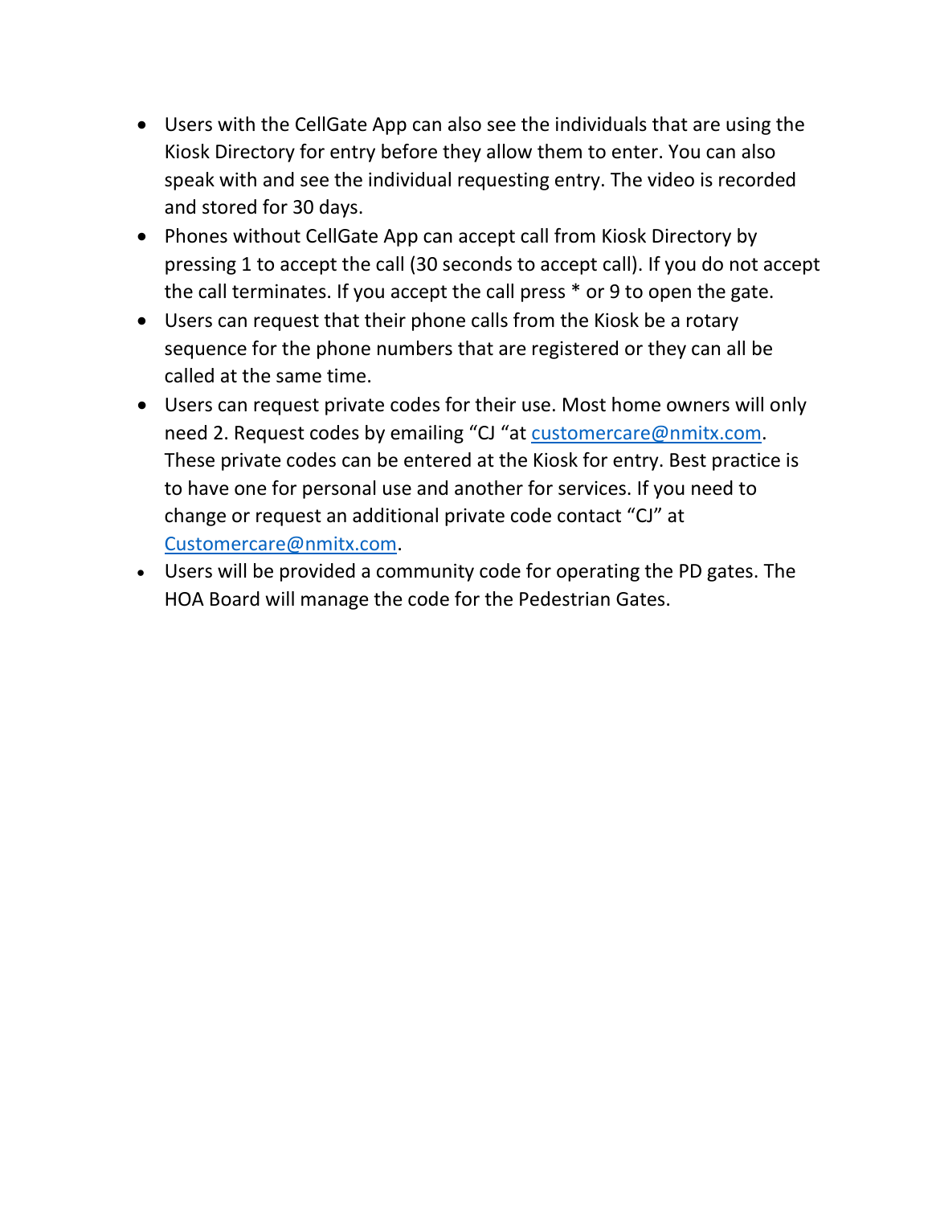- Users with the CellGate App can also see the individuals that are using the Kiosk Directory for entry before they allow them to enter. You can also speak with and see the individual requesting entry. The video is recorded and stored for 30 days.
- Phones without CellGate App can accept call from Kiosk Directory by pressing 1 to accept the call (30 seconds to accept call). If you do not accept the call terminates. If you accept the call press * or 9 to open the gate.
- Users can request that their phone calls from the Kiosk be a rotary sequence for the phone numbers that are registered or they can all be called at the same time.
- Users can request private codes for their use. Most home owners will only need 2. Request codes by emailing "CJ "at customercare@nmitx.com. These private codes can be entered at the Kiosk for entry. Best practice is to have one for personal use and another for services. If you need to change or request an additional private code contact "CJ" at Customercare@nmitx.com.
- Users will be provided a community code for operating the PD gates. The HOA Board will manage the code for the Pedestrian Gates.